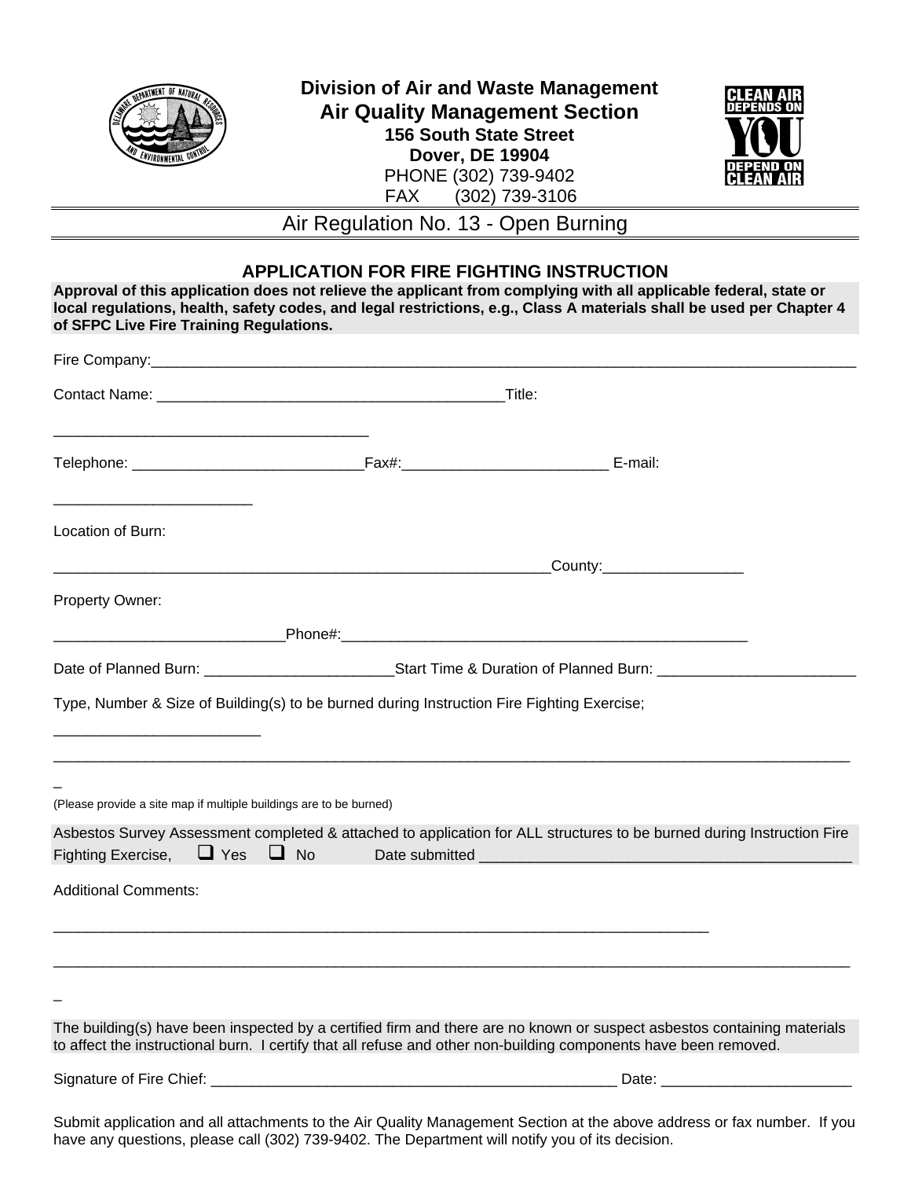**Division of Air and Waste Management**
**Air Quality Management Section**
**156 South State Street**
**Dover, DE 19904**
PHONE (302) 739-9402
FAX (302) 739-3106

# Air Regulation No. 13 - Open Burning

## APPLICATION FOR FIRE FIGHTING INSTRUCTION

**Approval of this application does not relieve the applicant from complying with all applicable federal, state or local regulations, health, safety codes, and legal restrictions, e.g., Class A materials shall be used per Chapter 4 of SFPC Live Fire Training Regulations.**

Fire Company:_______________________________________________________________

Contact Name: ________________________________________Title: ___________________________________

Telephone: ___________________________Fax#:________________________ E-mail: _______________________

Location of Burn: _________________________________________________________County:________________

Property Owner: ___________________________Phone#:_______________________________________________

Date of Planned Burn: ______________________Start Time & Duration of Planned Burn: _______________________

Type, Number & Size of Building(s) to be burned during Instruction Fire Fighting Exercise; ________________________

_____________________________________________________________________________________________

(Please provide a site map if multiple buildings are to be burned)

Asbestos Survey Assessment completed & attached to application for ALL structures to be burned during Instruction Fire Fighting Exercise, ☐ Yes ☐ No Date submitted __________________________________________

Additional Comments: ___________________________________________________________________________

_____________________________________________________________________________________________

The building(s) have been inspected by a certified firm and there are no known or suspect asbestos containing materials to affect the instructional burn. I certify that all refuse and other non-building components have been removed.

Signature of Fire Chief: ________________________________________________ Date: ______________________

Submit application and all attachments to the Air Quality Management Section at the above address or fax number. If you have any questions, please call (302) 739-9402. The Department will notify you of its decision.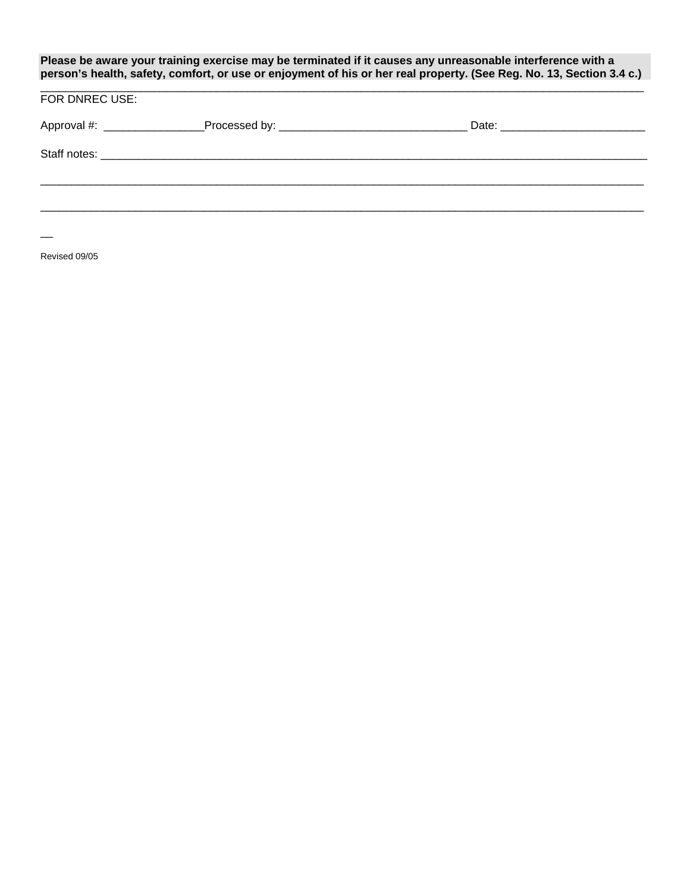**Please be aware your training exercise may be terminated if it causes any unreasonable interference with a person's health, safety, comfort, or use or enjoyment of his or her real property. (See Reg. No. 13, Section 3.4 c.)**

---

FOR DNREC USE:

Approval #: ________________Processed by: ______________________________ Date: ______________________

Staff notes: ___________________________________________________________________________________________

___________________________________________________________________________________________________

___________________________________________________________________________________________________

__

Revised 09/05